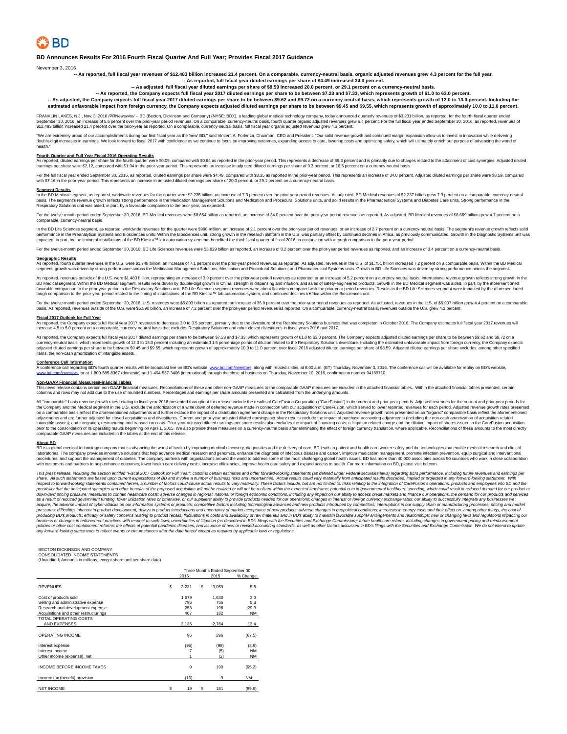BD

# BD Announces Results For 2016 Fourth Fiscal Quarter And Full Year; Provides Fiscal 2017 Guidance

November 3, 2016

**-- As reported, full fiscal year revenues of $12.483 billion increased 21.4 percent. On a comparable, currency-neutral basis, organic adjusted revenues grew 4.3 percent for the full year.**
**-- As reported, full fiscal year diluted earnings per share of $4.49 increased 34.0 percent.**
**-- As adjusted, full fiscal year diluted earnings per share of $8.59 increased 20.0 percent, or 29.1 percent on a currency-neutral basis.**
**-- As reported, the Company expects full fiscal year 2017 diluted earnings per share to be between $7.23 and $7.33, which represents growth of 61.0 to 63.0 percent.**
**-- As adjusted, the Company expects full fiscal year 2017 diluted earnings per share to be between $9.62 and $9.72 on a currency-neutral basis, which represents growth of 12.0 to 13.0 percent. Including the estimated unfavorable impact from foreign currency, the Company expects adjusted diluted earnings per share to be between $9.45 and $9.55, which represents growth of approximately 10.0 to 11.0 percent.**

FRANKLIN LAKES, N.J., Nov. 3, 2016 /PRNewswire/ -- BD (Becton, Dickinson and Company) (NYSE: BDX), a leading global medical technology company, today announced quarterly revenues of $3.231 billion, as reported, for the fourth fiscal quarter ended September 30, 2016, an increase of 5.6 percent over the prior-year period revenues. On a comparable, currency-neutral basis, fourth quarter organic adjusted revenues grew 6.4 percent. For the full fiscal year ended September 30, 2016, as reported, revenues of $12.483 billion increased 21.4 percent over the prior-year as reported. On a comparable, currency-neutral basis, full fiscal year organic adjusted revenues grew 4.3 percent.

"We are extremely proud of our accomplishments during our first fiscal year as the 'new' BD," said Vincent A. Forlenza, Chairman, CEO and President. "Our solid revenue growth and continued margin expansion allow us to invest in innovation while delivering double-digit increases in earnings. We look forward to fiscal 2017 with confidence as we continue to focus on improving outcomes, expanding access to care, lowering costs and optimizing safety, which will ultimately enrich our purpose of advancing the world of health."

**Fourth Quarter and Full Year Fiscal 2016 Operating Results**
As reported, diluted earnings per share for the fourth quarter were $0.09, compared with $0.84 as reported in the prior-year period. This represents a decrease of 89.3 percent and is primarily due to charges related to the attainment of cost synergies. Adjusted diluted earnings per share were $2.12, compared with $1.94 in the prior-year period. This represents an increase in adjusted diluted earnings per share of 9.3 percent, or 16.5 percent on a currency-neutral basis.

For the full fiscal year ended September 30, 2016, as reported, diluted earnings per share were $4.49, compared with $3.35 as reported in the prior-year period. This represents an increase of 34.0 percent. Adjusted diluted earnings per share were $8.59, compared with $7.16 in the prior-year period. This represents an increase in adjusted diluted earnings per share of 20.0 percent, or 29.1 percent on a currency-neutral basis.

**Segment Results**
In the BD Medical segment, as reported, worldwide revenues for the quarter were $2.235 billion, an increase of 7.3 percent over the prior-year period revenues. As adjusted, BD Medical revenues of $2.237 billion grew 7.9 percent on a comparable, currency-neutral basis. The segment's revenue growth reflects strong performance in the Medication Management Solutions and Medication and Procedural Solutions units, and solid results in the Pharmaceutical Systems and Diabetes Care units. Strong performance in the Respiratory Solutions unit was aided, in part, by a favorable comparison to the prior year, as expected.

For the twelve-month period ended September 30, 2016, BD Medical revenues were $8.654 billion as reported, an increase of 34.0 percent over the prior-year period revenues as reported. As adjusted, BD Medical revenues of $8.669 billion grew 4.7 percent on a comparable, currency-neutral basis.

In the BD Life Sciences segment, as reported, worldwide revenues for the quarter were $996 million, an increase of 2.1 percent over the prior-year period revenues, or an increase of 2.7 percent on a currency-neutral basis. The segment's revenue growth reflects solid performance in the Preanalytical Systems and Biosciences units. Within the Biosciences unit, strong growth in the research platform in the U.S. was partially offset by continued declines in Africa, as previously communicated. Growth in the Diagnostic Systems unit was impacted, in part, by the timing of installations of the BD Kiestra™ lab automation system that benefited the third fiscal quarter of fiscal 2016, in conjunction with a tough comparison to the prior-year period.

For the twelve-month period ended September 30, 2016, BD Life Sciences revenues were $3.829 billion as reported, an increase of 0.2 percent over the prior-year period revenues as reported, and an increase of 3.4 percent on a currency-neutral basis.

**Geographic Results**
As reported, fourth quarter revenues in the U.S. were $1.748 billion, an increase of 7.1 percent over the prior-year period revenues as reported. As adjusted, revenues in the U.S. of $1.751 billion increased 7.2 percent on a comparable basis. Within the BD Medical segment, growth was driven by strong performance across the Medication Management Solutions, Medication and Procedural Solutions, and Pharmaceutical Systems units. Growth in BD Life Sciences was driven by strong performance across the segment.

As reported, revenues outside of the U.S. were $1.483 billion, representing an increase of 3.9 percent over the prior-year period revenues as reported, or an increase of 5.2 percent on a currency-neutral basis. International revenue growth reflects strong growth in the BD Medical segment. Within the BD Medical segment, results were driven by double-digit growth in China, strength in dispensing and infusion, and sales of safety-engineered products. Growth in the BD Medical segment was aided, in part, by the aforementioned favorable comparison to the prior year period in the Respiratory Solutions unit. BD Life Sciences segment revenues were about flat when compared with the prior-year period revenues. Results in the BD Life Sciences segment were impacted by the aforementioned tough comparison to the prior-year period related to the timing of installations of the BD Kiestra™ lab automation system, and continued declines inAfrica within the Biosciences unit.

For the twelve-month period ended September 30, 2016, U.S. revenues were $6.893 billion as reported, an increase of 36.0 percent over the prior-year period revenues as reported. As adjusted, revenues in the U.S. of $6.907 billion grew 4.4 percent on a comparable basis. As reported, revenues outside of the U.S. were $5.590 billion, an increase of 7.2 percent over the prior-year period revenues as reported. On a comparable, currency-neutral basis, revenues outside the U.S. grew 4.2 percent.

**Fiscal 2017 Outlook for Full Year**
As reported, the Company expects full fiscal year 2017 revenues to decrease 3.0 to 3.5 percent, primarily due to the divestiture of the Respiratory Solutions business that was completed in October 2016. The Company estimates full fiscal year 2017 revenues will increase 4.5 to 5.0 percent on a comparable, currency-neutral basis that excludes Respiratory Solutions and other closed divestitures in fiscal years 2016 and 2017.

As reported, the Company expects full fiscal year 2017 diluted earnings per share to be between $7.23 and $7.33, which represents growth of 61.0 to 63.0 percent. The Company expects adjusted diluted earnings per share to be between $9.62 and $9.72 on a currency-neutral basis, which represents growth of 12.0 to 13.0 percent. This includes an estimated 1.5 percentage points of dilution related to the Respiratory Solutions divestiture. Including the estimated unfavorable impact from foreign currency, the Company expects adjusted diluted earnings per share to be between $9.45 and $9.55, which represents growth of approximately 10.0 to 11.0 percent over fiscal 2016 adjusted diluted earnings per share of $8.59. Adjusted diluted earnings per share excludes, among other specified items, the non-cash amortization of intangible assets.

**Conference Call Information**
A conference call regarding BD's fourth quarter results will be broadcast live on BD's website, www.bd.com/investors, along with related slides, at 8:00 a.m. (ET) Thursday, November 3, 2016. The conference call will be available for replay on BD's website, www.bd.com/investors, or at 1-800-585-8367 (domestic) and 1-404-537-3406 (international) through the close of business on Thursday, November 10, 2016, confirmation number 94169710.

**Non-GAAP Financial Measures/Financial Tables**
This news release contains certain non-GAAP financial measures. Reconciliations of these and other non-GAAP measures to the comparable GAAP measures are included in the attached financial tables. Within the attached financial tables presented, certain columns and rows may not add due to the use of rounded numbers. Percentages and earnings per share amounts presented are calculated from the underlying amounts.

All "comparable" basis revenue growth rates relating to fiscal year 2016 presented throughout this release include the results of CareFusion Corporation ("CareFusion") in the current and prior-year periods. Adjusted revenues for the current and prior-year periods for the Company and the Medical segment in the U.S. exclude the amortization of a write down of deferred revenue made in connection with our acquisition of CareFusion, which served to lower reported revenues for each period. Adjusted revenue growth rates presented on a comparable basis reflect the aforementioned adjustments and further exclude the impact of a distribution agreement change in the Respiratory Solutions unit. Adjusted revenue growth rates presented on an "organic" comparable basis reflect the aforementioned adjustments and are further adjusted for closed acquisitions and divestitures. Current and prior-year adjusted diluted earnings per share results exclude the impact of purchase accounting adjustments (including the non-cash amortization of acquisition-related intangible assets); and integration, restructuring and transaction costs. Prior-year adjusted diluted earnings per share results also excludes the impact of financing costs; a litigation-related charge and the dilutive impact of shares issued in the CareFusion acquisition prior to the consolidation of its operating results beginning on April 1, 2015. We also provide these measures on a currency-neutral basis after eliminating the effect of foreign currency translation, where applicable. Reconciliations of these amounts to the most directly comparable GAAP measures are included in the tables at the end of this release.

**About BD**
BD is a global medical technology company that is advancing the world of health by improving medical discovery, diagnostics and the delivery of care. BD leads in patient and health care worker safety and the technologies that enable medical research and clinical laboratories. The company provides innovative solutions that help advance medical research and genomics, enhance the diagnosis of infectious disease and cancer, improve medication management, promote infection prevention, equip surgical and interventional procedures, and support the management of diabetes. The company partners with organizations around the world to address some of the most challenging global health issues. BD has more than 40,000 associates across 50 countries who work in close collaboration with customers and partners to help enhance outcomes, lower health care delivery costs, increase efficiencies, improve health care safety and expand access to health. For more information on BD, please visit bd.com.

*This press release, including the section entitled "Fiscal 2017 Outlook for Full Year", contains certain estimates and other forward-looking statements (as defined under Federal securities laws) regarding BD's performance, including future revenues and earnings per share. All such statements are based upon current expectations of BD and involve a number of business risks and uncertainties. Actual results could vary materially from anticipated results described, implied or projected in any forward-looking statement. With respect to forward-looking statements contained herein, a number of factors could cause actual results to vary materially. These factors include, but are not limited to: risks relating to the integration of CareFusion's operations, products and employees into BD and the possibility that the anticipated synergies and other benefits of the proposed acquisition will not be realized or will not be realized within the expected timeframe; potential cuts in governmental healthcare spending, which could result in reduced demand for our product or downward pricing pressure; measures to contain healthcare costs; adverse changes in regional, national or foreign economic conditions, including any impact on our ability to access credit markets and finance our operations, the demand for our products and services as a result of reduced government funding, lower utilization rates or otherwise, or our suppliers' ability to provide products needed for our operations; changes in interest or foreign currency exchange rates; our ability to successfully integrate any businesses we acquire; the adverse impact of cyber-attacks on our information systems or products; competitive factors including technological advances and new products introduced by competitors; interruptions in our supply chain or manufacturing processes; pricing and market pressures; difficulties inherent in product development, delays in product introductions and uncertainty of market acceptance of new products; adverse changes in geopolitical conditions; increases in energy costs and their effect on, among other things, the cost of producing BD's products; efficacy or safety concerns relating to product recalls; fluctuations in costs and availability of raw materials and in BD's ability to maintain favorable supplier arrangements and relationships; new or changing laws and regulations impacting our business or changes in enforcement practices with respect to such laws; uncertainties of litigation (as described in BD's filings with the Securities and Exchange Commission); future healthcare reform, including changes in government pricing and reimbursement policies or other cost containment reforms; the effects of potential pandemic diseases; and issuance of new or revised accounting standards, as well as other factors discussed in BD's filings with the Securities and Exchange Commission. We do not intend to update any forward-looking statements to reflect events or circumstances after the date hereof except as required by applicable laws or regulations.*

BECTON DICKINSON AND COMPANY
CONSOLIDATED INCOME STATEMENTS
(Unaudited; Amounts in millions, except share and per share data)

| | Three Months Ended September 30, | | |
|---|---|---|---|
| | 2016 | 2015 | % Change |
| REVENUES | $ 3,231 | $ 3,059 | 5.6 |
| Cost of products sold | 1,679 | 1,630 | 3.0 |
| Selling and administrative expense | 796 | 756 | 5.3 |
| Research and development expense | 253 | 196 | 29.3 |
| Acquisitions and other restructurings | 407 | 182 | NM |
| TOTAL OPERATING COSTS AND EXPENSES | 3,135 | 2,764 | 13.4 |
| OPERATING INCOME | 96 | 296 | (67.5) |
| Interest expense | (95) | (99) | (3.9) |
| Interest income | 7 | (5) | NM |
| Other income (expense), net | 1 | (2) | NM |
| INCOME BEFORE INCOME TAXES | 9 | 190 | (95.2) |
| Income tax (benefit) provision | (10) | 9 | NM |
| NET INCOME | $ 19 | $ 181 | (89.6) |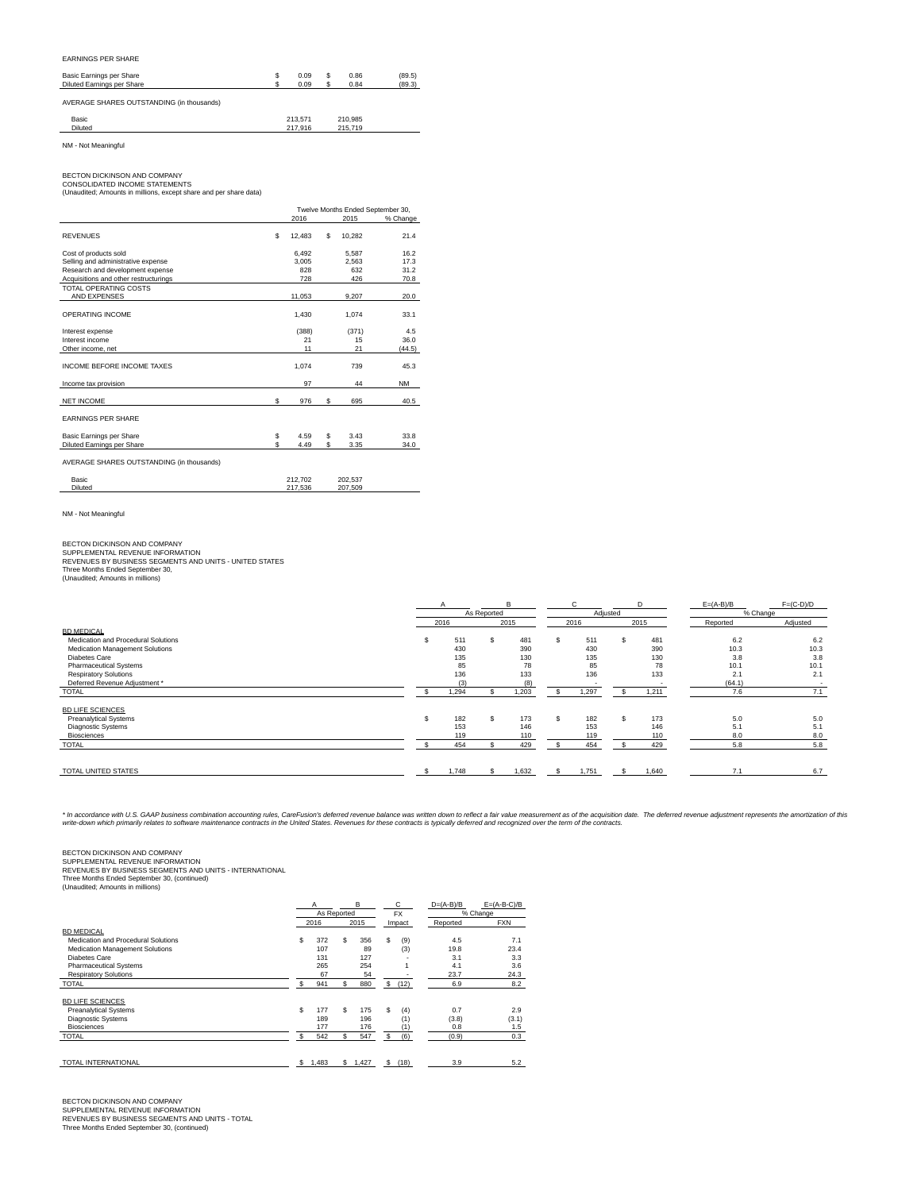EARNINGS PER SHARE

| | | | |
|---|---|---|---|
| Basic Earnings per Share | $ 0.09 | $ 0.86 | (89.5) |
| Diluted Earnings per Share | $ 0.09 | $ 0.84 | (89.3) |

AVERAGE SHARES OUTSTANDING (in thousands)

| | | |
|---|---|---|
| Basic | 213,571 | 210,985 |
| Diluted | 217,916 | 215,719 |

NM - Not Meaningful

BECTON DICKINSON AND COMPANY
CONSOLIDATED INCOME STATEMENTS
(Unaudited; Amounts in millions, except share and per share data)

| | Twelve Months Ended September 30, | | |
|---|---|---|---|
| | 2016 | 2015 | % Change |
| REVENUES | $ 12,483 | $ 10,282 | 21.4 |
| Cost of products sold | 6,492 | 5,587 | 16.2 |
| Selling and administrative expense | 3,005 | 2,563 | 17.3 |
| Research and development expense | 828 | 632 | 31.2 |
| Acquisitions and other restructurings | 728 | 426 | 70.8 |
| TOTAL OPERATING COSTS AND EXPENSES | 11,053 | 9,207 | 20.0 |
| OPERATING INCOME | 1,430 | 1,074 | 33.1 |
| Interest expense | (388) | (371) | 4.5 |
| Interest income | 21 | 15 | 36.0 |
| Other income, net | 11 | 21 | (44.5) |
| INCOME BEFORE INCOME TAXES | 1,074 | 739 | 45.3 |
| Income tax provision | 97 | 44 | NM |
| NET INCOME | $ 976 | $ 695 | 40.5 |
| EARNINGS PER SHARE | | | |
| Basic Earnings per Share | $ 4.59 | $ 3.43 | 33.8 |
| Diluted Earnings per Share | $ 4.49 | $ 3.35 | 34.0 |
| AVERAGE SHARES OUTSTANDING (in thousands) | | | |
| Basic | 212,702 | 202,537 | |
| Diluted | 217,536 | 207,509 | |

NM - Not Meaningful

BECTON DICKINSON AND COMPANY
SUPPLEMENTAL REVENUE INFORMATION
REVENUES BY BUSINESS SEGMENTS AND UNITS - UNITED STATES
Three Months Ended September 30,
(Unaudited; Amounts in millions)

| | A | B | C | D | E=(A-B)/B | F=(C-D)/D |
|---|---|---|---|---|---|---|
| | As Reported | | Adjusted | | % Change | |
| | 2016 | 2015 | 2016 | 2015 | Reported | Adjusted |
| BD MEDICAL | | | | | | |
| Medication and Procedural Solutions | $ 511 | $ 481 | $ 511 | $ 481 | 6.2 | 6.2 |
| Medication Management Solutions | 430 | 390 | 430 | 390 | 10.3 | 10.3 |
| Diabetes Care | 135 | 130 | 135 | 130 | 3.8 | 3.8 |
| Pharmaceutical Systems | 85 | 78 | 85 | 78 | 10.1 | 10.1 |
| Respiratory Solutions | 136 | 133 | 136 | 133 | 2.1 | 2.1 |
| Deferred Revenue Adjustment * | (3) | (8) | - | - | (64.1) | - |
| TOTAL | $ 1,294 | $ 1,203 | $ 1,297 | $ 1,211 | 7.6 | 7.1 |
| BD LIFE SCIENCES | | | | | | |
| Preanalytical Systems | $ 182 | $ 173 | $ 182 | $ 173 | 5.0 | 5.0 |
| Diagnostic Systems | 153 | 146 | 153 | 146 | 5.1 | 5.1 |
| Biosciences | 119 | 110 | 119 | 110 | 8.0 | 8.0 |
| TOTAL | $ 454 | $ 429 | $ 454 | $ 429 | 5.8 | 5.8 |
| TOTAL UNITED STATES | $ 1,748 | $ 1,632 | $ 1,751 | $ 1,640 | 7.1 | 6.7 |

*\* In accordance with U.S. GAAP business combination accounting rules, CareFusion's deferred revenue balance was written down to reflect a fair value measurement as of the acquisition date. The deferred revenue adjustment represents the amortization of this write-down which primarily relates to software maintenance contracts in the United States. Revenues for these contracts is typically deferred and recognized over the term of the contracts.*

BECTON DICKINSON AND COMPANY
SUPPLEMENTAL REVENUE INFORMATION
REVENUES BY BUSINESS SEGMENTS AND UNITS - INTERNATIONAL
Three Months Ended September 30, (continued)
(Unaudited; Amounts in millions)

| | A | B | C | D=(A-B)/B | E=(A-B-C)/B |
|---|---|---|---|---|---|
| | As Reported | | FX | % Change | |
| | 2016 | 2015 | Impact | Reported | FXN |
| BD MEDICAL | | | | | |
| Medication and Procedural Solutions | $ 372 | $ 356 | $ (9) | 4.5 | 7.1 |
| Medication Management Solutions | 107 | 89 | (3) | 19.8 | 23.4 |
| Diabetes Care | 131 | 127 | - | 3.1 | 3.3 |
| Pharmaceutical Systems | 265 | 254 | 1 | 4.1 | 3.6 |
| Respiratory Solutions | 67 | 54 | - | 23.7 | 24.3 |
| TOTAL | $ 941 | $ 880 | $ (12) | 6.9 | 8.2 |
| BD LIFE SCIENCES | | | | | |
| Preanalytical Systems | $ 177 | $ 175 | $ (4) | 0.7 | 2.9 |
| Diagnostic Systems | 189 | 196 | (1) | (3.8) | (3.1) |
| Biosciences | 177 | 176 | (1) | 0.8 | 1.5 |
| TOTAL | $ 542 | $ 547 | $ (6) | (0.9) | 0.3 |
| TOTAL INTERNATIONAL | $ 1,483 | $ 1,427 | $ (18) | 3.9 | 5.2 |

BECTON DICKINSON AND COMPANY
SUPPLEMENTAL REVENUE INFORMATION
REVENUES BY BUSINESS SEGMENTS AND UNITS - TOTAL
Three Months Ended September 30, (continued)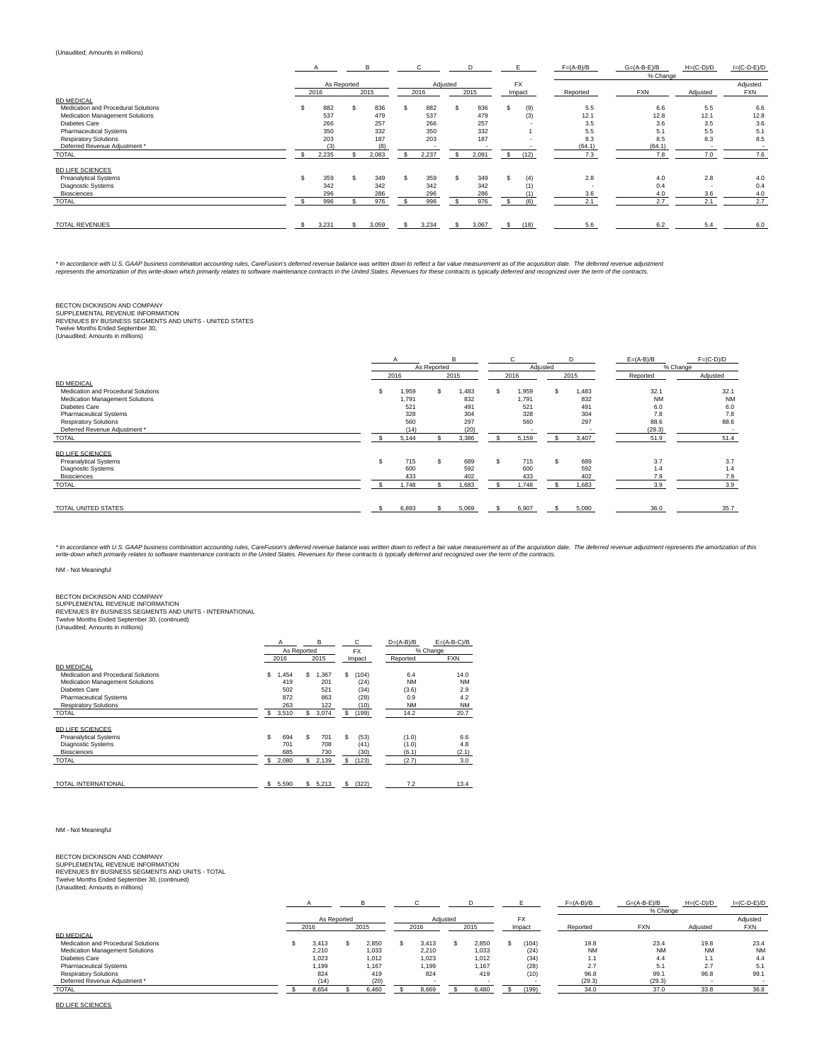(Unaudited; Amounts in millions)

| | A | B | C | D | E | F=(A-B)/B | G=(A-B-E)/B | H=(C-D)/D | I=(C-D-E)/D |
|---|---|---|---|---|---|---|---|---|---|
| | As Reported | | Adjusted | | FX | % Change | | | Adjusted |
| | 2016 | 2015 | 2016 | 2015 | Impact | Reported | FXN | Adjusted | FXN |
| BD MEDICAL | | | | | | | | | |
| Medication and Procedural Solutions | $ 882 | $ 836 | $ 882 | $ 836 | $ (9) | 5.5 | 6.6 | 5.5 | 6.6 |
| Medication Management Solutions | 537 | 479 | 537 | 479 | (3) | 12.1 | 12.8 | 12.1 | 12.8 |
| Diabetes Care | 266 | 257 | 266 | 257 | - | 3.5 | 3.6 | 3.5 | 3.6 |
| Pharmaceutical Systems | 350 | 332 | 350 | 332 | 1 | 5.5 | 5.1 | 5.5 | 5.1 |
| Respiratory Systems | 203 | 187 | 203 | 187 | - | 8.3 | 8.5 | 8.3 | 8.5 |
| Deferred Revenue Adjustment * | (3) | (8) | - | - | - | (64.1) | (64.1) | - | - |
| TOTAL | $ 2,235 | $ 2,083 | $ 2,237 | $ 2,091 | $ (12) | 7.3 | 7.8 | 7.0 | 7.6 |
| BD LIFE SCIENCES | | | | | | | | | |
| Preanalytical Systems | $ 359 | $ 349 | $ 359 | $ 349 | $ (4) | 2.8 | 4.0 | 2.8 | 4.0 |
| Diagnostic Systems | 342 | 342 | 342 | 342 | (1) | - | 0.4 | - | 0.4 |
| Biosciences | 296 | 286 | 296 | 286 | (1) | 3.6 | 4.0 | 3.6 | 4.0 |
| TOTAL | $ 996 | $ 976 | $ 996 | $ 976 | $ (6) | 2.1 | 2.7 | 2.1 | 2.7 |
| TOTAL REVENUES | $ 3,231 | $ 3,059 | $ 3,234 | $ 3,067 | $ (18) | 5.6 | 6.2 | 5.4 | 6.0 |

*\* In accordance with U.S. GAAP business combination accounting rules, CareFusion's deferred revenue balance was written down to reflect a fair value measurement as of the acquisition date. The deferred revenue adjustment represents the amortization of this write-down which primarily relates to software maintenance contracts in the United States. Revenues for these contracts is typically deferred and recognized over the term of the contracts.*

BECTON DICKINSON AND COMPANY
SUPPLEMENTAL REVENUE INFORMATION
REVENUES BY BUSINESS SEGMENTS AND UNITS - UNITED STATES
Twelve Months Ended September 30,
(Unaudited; Amounts in millions)

| | A | B | C | D | E=(A-B)/B | F=(C-D)/D |
|---|---|---|---|---|---|---|
| | As Reported | | Adjusted | | % Change | |
| | 2016 | 2015 | 2016 | 2015 | Reported | Adjusted |
| BD MEDICAL | | | | | | |
| Medication and Procedural Solutions | $ 1,959 | $ 1,483 | $ 1,959 | $ 1,483 | 32.1 | 32.1 |
| Medication Management Solutions | 1,791 | 832 | 1,791 | 832 | NM | NM |
| Diabetes Care | 521 | 491 | 521 | 491 | 6.0 | 6.0 |
| Pharmaceutical Systems | 328 | 304 | 328 | 304 | 7.8 | 7.8 |
| Respiratory Solutions | 560 | 297 | 560 | 297 | 88.6 | 88.6 |
| Deferred Revenue Adjustment * | (14) | (20) | - | - | (29.3) | - |
| TOTAL | $ 5,144 | $ 3,386 | $ 5,159 | $ 3,407 | 51.9 | 51.4 |
| BD LIFE SCIENCES | | | | | | |
| Preanalytical Systems | $ 715 | $ 689 | $ 715 | $ 689 | 3.7 | 3.7 |
| Diagnostic Systems | 600 | 592 | 600 | 592 | 1.4 | 1.4 |
| Biosciences | 433 | 402 | 433 | 402 | 7.9 | 7.9 |
| TOTAL | $ 1,748 | $ 1,683 | $ 1,748 | $ 1,683 | 3.9 | 3.9 |
| TOTAL UNITED STATES | $ 6,893 | $ 5,069 | $ 6,907 | $ 5,090 | 36.0 | 35.7 |

*\* In accordance with U.S. GAAP business combination accounting rules, CareFusion's deferred revenue balance was written down to reflect a fair value measurement as of the acquisition date. The deferred revenue adjustment represents the amortization of this write-down which primarily relates to software maintenance contracts in the United States. Revenues for these contracts is typically deferred and recognized over the term of the contracts.*

NM - Not Meaningful

BECTON DICKINSON AND COMPANY
SUPPLEMENTAL REVENUE INFORMATION
REVENUES BY BUSINESS SEGMENTS AND UNITS - INTERNATIONAL
Twelve Months Ended September 30, (continued)
(Unaudited; Amounts in millions)

| | A | B | C | D=(A-B)/B | E=(A-B-C)/B |
|---|---|---|---|---|---|
| | As Reported | | FX | % Change | |
| | 2016 | 2015 | Impact | Reported | FXN |
| BD MEDICAL | | | | | |
| Medication and Procedural Solutions | $ 1,454 | $ 1,367 | $ (104) | 6.4 | 14.0 |
| Medication Management Solutions | 419 | 201 | (24) | NM | NM |
| Diabetes Care | 502 | 521 | (34) | (3.6) | 2.9 |
| Pharmaceutical Systems | 872 | 863 | (28) | 0.9 | 4.2 |
| Respiratory Solutions | 263 | 122 | (10) | NM | NM |
| TOTAL | $ 3,510 | $ 3,074 | $ (199) | 14.2 | 20.7 |
| BD LIFE SCIENCES | | | | | |
| Preanalytical Systems | $ 694 | $ 701 | $ (53) | (1.0) | 6.6 |
| Diagnostic Systems | 701 | 708 | (41) | (1.0) | 4.8 |
| Biosciences | 685 | 730 | (30) | (6.1) | (2.1) |
| TOTAL | $ 2,080 | $ 2,139 | $ (123) | (2.7) | 3.0 |
| TOTAL INTERNATIONAL | $ 5,590 | $ 5,213 | $ (322) | 7.2 | 13.4 |

NM - Not Meaningful

BECTON DICKINSON AND COMPANY
SUPPLEMENTAL REVENUE INFORMATION
REVENUES BY BUSINESS SEGMENTS AND UNITS - TOTAL
Twelve Months Ended September 30, (continued)
(Unaudited; Amounts in millions)

| | A | B | C | D | E | F=(A-B)/B | G=(A-B-E)/B | H=(C-D)/D | I=(C-D-E)/D |
|---|---|---|---|---|---|---|---|---|---|
| | As Reported | | Adjusted | | FX | % Change | | | Adjusted |
| | 2016 | 2015 | 2016 | 2015 | Impact | Reported | FXN | Adjusted | FXN |
| BD MEDICAL | | | | | | | | | |
| Medication and Procedural Solutions | $ 3,413 | $ 2,850 | $ 3,413 | $ 2,850 | $ (104) | 19.8 | 23.4 | 19.8 | 23.4 |
| Medication Management Solutions | 2,210 | 1,033 | 2,210 | 1,033 | (24) | NM | NM | NM | NM |
| Diabetes Care | 1,023 | 1,012 | 1,023 | 1,012 | (34) | 1.1 | 4.4 | 1.1 | 4.4 |
| Pharmaceutical Systems | 1,199 | 1,167 | 1,199 | 1,167 | (28) | 2.7 | 5.1 | 2.7 | 5.1 |
| Respiratory Solutions | 824 | 419 | 824 | 419 | (10) | 96.8 | 99.1 | 96.8 | 99.1 |
| Deferred Revenue Adjustment * | (14) | (20) | - | - | - | (29.3) | (29.3) | - | - |
| TOTAL | $ 8,654 | $ 6,460 | $ 8,669 | $ 6,480 | $ (199) | 34.0 | 37.0 | 33.8 | 36.8 |

BD LIFE SCIENCES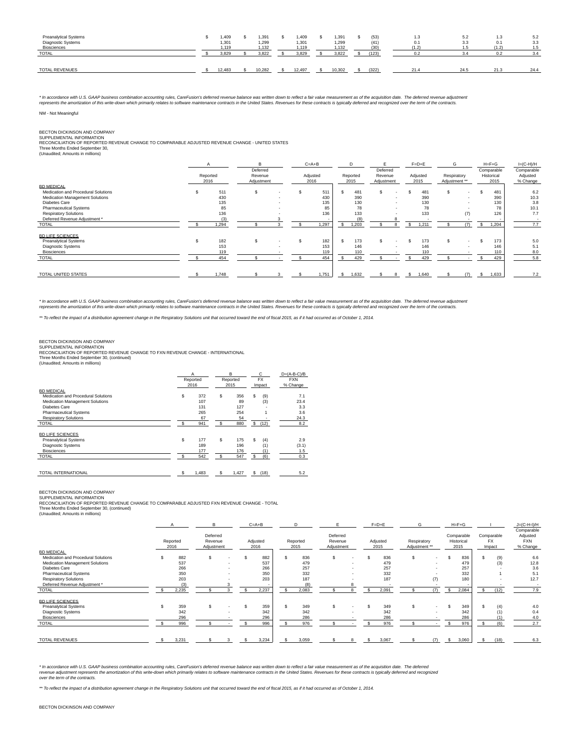| | | | | | | | | | |
|---|---|---|---|---|---|---|---|---|---|
| Preanalytical Systems | $ 1,409 | $ 1,391 | $ 1,409 | $ 1,391 | $ (53) | 1.3 | 5.2 | 1.3 | 5.2 |
| Diagnostic Systems | 1,301 | 1,299 | 1,301 | 1,299 | (41) | 0.1 | 3.3 | 0.1 | 3.3 |
| Biosciences | 1,119 | 1,132 | 1,119 | 1,132 | (30) | (1.2) | 1.5 | (1.2) | 1.5 |
| TOTAL | $ 3,829 | $ 3,822 | $ 3,829 | $ 3,822 | $ (123) | 0.2 | 3.4 | 0.2 | 3.4 |
| | | | | | | | | | |
| TOTAL REVENUES | $ 12,483 | $ 10,282 | $ 12,497 | $ 10,302 | $ (322) | 21.4 | 24.5 | 21.3 | 24.4 |

* In accordance with U.S. GAAP business combination accounting rules, CareFusion's deferred revenue balance was written down to reflect a fair value measurement as of the acquisition date. The deferred revenue adjustment represents the amortization of this write-down which primarily relates to software maintenance contracts in the United States. Revenues for these contracts is typically deferred and recognized over the term of the contracts.

NM - Not Meaningful

BECTON DICKINSON AND COMPANY
SUPPLEMENTAL INFORMATION
RECONCILIATION OF REPORTED REVENUE CHANGE TO COMPARABLE ADJUSTED REVENUE CHANGE - UNITED STATES
Three Months Ended September 30,
(Unaudited; Amounts in millions)

| | A | B | C=A+B | D | E | F=D+E | G | H=F+G | I=(C-H)/H |
|---|---|---|---|---|---|---|---|---|---|
| | Reported 2016 | Deferred Revenue Adjustment | Adjusted 2016 | Reported 2015 | Deferred Revenue Adjustment | Adjusted 2015 | Respiratory Adjustment ** | Comparable Historical 2015 | Comparable Adjusted % Change |
| BD MEDICAL | | | | | | | | | |
| Medication and Procedural Solutions | $ 511 | $ - | $ 511 | $ 481 | $ - | $ 481 | $ - | $ 481 | 6.2 |
| Medication Management Solutions | 430 | - | 430 | 390 | - | 390 | - | 390 | 10.3 |
| Diabetes Care | 135 | - | 135 | 130 | - | 130 | - | 130 | 3.8 |
| Pharmaceutical Systems | 85 | - | 85 | 78 | - | 78 | - | 78 | 10.1 |
| Respiratory Solutions | 136 | - | 136 | 133 | - | 133 | (7) | 126 | 7.7 |
| Deferred Revenue Adjustment * | (3) | 3 | - | (8) | 8 | - | - | - | - |
| TOTAL | $ 1,294 | $ 3 | $ 1,297 | $ 1,203 | $ 8 | $ 1,211 | $ (7) | $ 1,204 | 7.7 |
| | | | | | | | | | |
| BD LIFE SCIENCES | | | | | | | | | |
| Preanalytical Systems | $ 182 | $ - | $ 182 | $ 173 | $ - | $ 173 | $ - | $ 173 | 5.0 |
| Diagnostic Systems | 153 | - | 153 | 146 | - | 146 | - | 146 | 5.1 |
| Biosciences | 119 | - | 119 | 110 | - | 110 | - | 110 | 8.0 |
| TOTAL | $ 454 | $ - | $ 454 | $ 429 | $ - | $ 429 | $ - | $ 429 | 5.8 |
| | | | | | | | | | |
| TOTAL UNITED STATES | $ 1,748 | $ 3 | $ 1,751 | $ 1,632 | $ 8 | $ 1,640 | $ (7) | $ 1,633 | 7.2 |

* In accordance with U.S. GAAP business combination accounting rules, CareFusion's deferred revenue balance was written down to reflect a fair value measurement as of the acquisition date. The deferred revenue adjustment represents the amortization of this write-down which primarily relates to software maintenance contracts in the United States. Revenues for these contracts is typically deferred and recognized over the term of the contracts.

** To reflect the impact of a distribution agreement change in the Respiratory Solutions unit that occurred toward the end of fiscal 2015, as if it had occurred as of October 1, 2014.

BECTON DICKINSON AND COMPANY
SUPPLEMENTAL INFORMATION
RECONCILIATION OF REPORTED REVENUE CHANGE TO FXN REVENUE CHANGE - INTERNATIONAL
Three Months Ended September 30, (continued)
(Unaudited; Amounts in millions)

| | A | B | C | D=(A-B-C)/B |
|---|---|---|---|---|
| | Reported 2016 | Reported 2015 | FX Impact | FXN % Change |
| BD MEDICAL | | | | |
| Medication and Procedural Solutions | $ 372 | $ 356 | $ (9) | 7.1 |
| Medication Management Solutions | 107 | 89 | (3) | 23.4 |
| Diabetes Care | 131 | 127 | - | 3.3 |
| Pharmaceutical Systems | 265 | 254 | 1 | 3.6 |
| Respiratory Solutions | 67 | 54 | - | 24.3 |
| TOTAL | $ 941 | $ 880 | $ (12) | 8.2 |
| | | | | |
| BD LIFE SCIENCES | | | | |
| Preanalytical Systems | $ 177 | $ 175 | $ (4) | 2.9 |
| Diagnostic Systems | 189 | 196 | (1) | (3.1) |
| Biosciences | 177 | 176 | (1) | 1.5 |
| TOTAL | $ 542 | $ 547 | $ (6) | 0.3 |
| | | | | |
| TOTAL INTERNATIONAL | $ 1,483 | $ 1,427 | $ (18) | 5.2 |

BECTON DICKINSON AND COMPANY
SUPPLEMENTAL INFORMATION
RECONCILIATION OF REPORTED REVENUE CHANGE TO COMPARABLE ADJUSTED FXN REVENUE CHANGE - TOTAL
Three Months Ended September 30, (continued)
(Unaudited; Amounts in millions)

| | A | B | C=A+B | D | E | F=D+E | G | H=F+G | I | J=(C-H-I)/H |
|---|---|---|---|---|---|---|---|---|---|---|
| | Reported 2016 | Deferred Revenue Adjustment | Adjusted 2016 | Reported 2015 | Deferred Revenue Adjustment | Adjusted 2015 | Respiratory Adjustment ** | Comparable Historical 2015 | Comparable FX Impact | Comparable Adjusted FXN % Change |
| BD MEDICAL | | | | | | | | | | |
| Medication and Procedural Solutions | $ 882 | $ - | $ 882 | $ 836 | $ - | $ 836 | $ - | $ 836 | $ (9) | 6.6 |
| Medication Management Solutions | 537 | - | 537 | 479 | - | 479 | - | 479 | (3) | 12.8 |
| Diabetes Care | 266 | - | 266 | 257 | - | 257 | - | 257 | - | 3.6 |
| Pharmaceutical Systems | 350 | - | 350 | 332 | - | 332 | - | 332 | 1 | 5.1 |
| Respiratory Solutions | 203 | - | 203 | 187 | - | 187 | (7) | 180 | - | 12.7 |
| Deferred Revenue Adjustment * | (3) | 3 | - | (8) | 8 | - | - | - | - | - |
| TOTAL | $ 2,235 | $ 3 | $ 2,237 | $ 2,083 | $ 8 | $ 2,091 | $ (7) | $ 2,084 | $ (12) | 7.9 |
| | | | | | | | | | | |
| BD LIFE SCIENCES | | | | | | | | | | |
| Preanalytical Systems | $ 359 | $ - | $ 359 | $ 349 | $ - | $ 349 | $ - | $ 349 | $ (4) | 4.0 |
| Diagnostic Systems | 342 | - | 342 | 342 | - | 342 | - | 342 | (1) | 0.4 |
| Biosciences | 296 | - | 296 | 286 | - | 286 | - | 286 | (1) | 4.0 |
| TOTAL | $ 996 | $ - | $ 996 | $ 976 | $ - | $ 976 | $ - | $ 976 | $ (6) | 2.7 |
| | | | | | | | | | | |
| TOTAL REVENUES | $ 3,231 | $ 3 | $ 3,234 | $ 3,059 | $ 8 | $ 3,067 | $ (7) | $ 3,060 | $ (18) | 6.3 |

* In accordance with U.S. GAAP business combination accounting rules, CareFusion's deferred revenue balance was written down to reflect a fair value measurement as of the acquisition date. The deferred revenue adjustment represents the amortization of this write-down which primarily relates to software maintenance contracts in the United States. Revenues for these contracts is typically deferred and recognized over the term of the contracts.

** To reflect the impact of a distribution agreement change in the Respiratory Solutions unit that occurred toward the end of fiscal 2015, as if it had occurred as of October 1, 2014.

BECTON DICKINSON AND COMPANY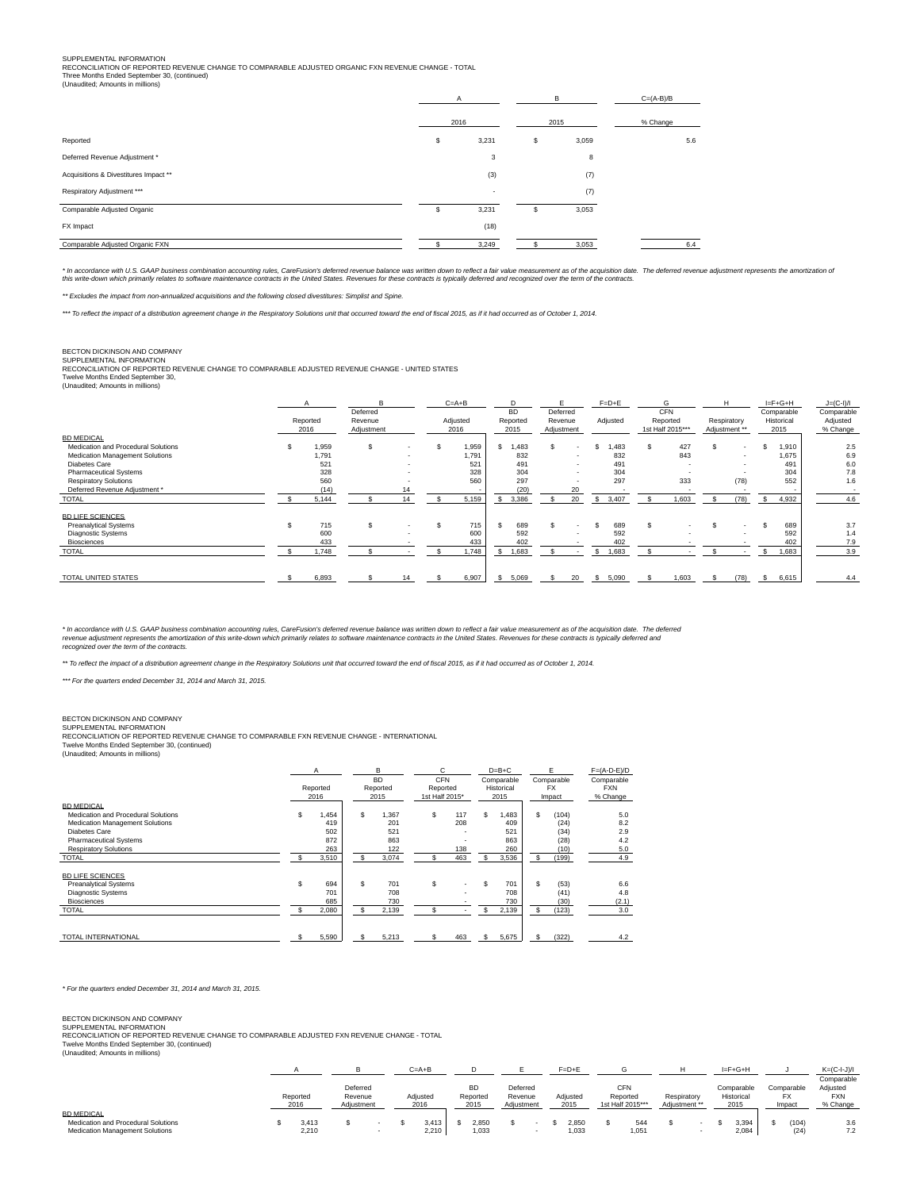SUPPLEMENTAL INFORMATION
RECONCILIATION OF REPORTED REVENUE CHANGE TO COMPARABLE ADJUSTED ORGANIC FXN REVENUE CHANGE - TOTAL
Three Months Ended September 30, (continued)
(Unaudited; Amounts in millions)

| | A | B | C=(A-B)/B |
|---|---|---|---|
| | 2016 | 2015 | % Change |
| Reported | $ 3,231 | $ 3,059 | 5.6 |
| Deferred Revenue Adjustment * | 3 | 8 | |
| Acquisitions & Divestitures Impact ** | (3) | (7) | |
| Respiratory Adjustment *** | - | (7) | |
| Comparable Adjusted Organic | $ 3,231 | $ 3,053 | |
| FX Impact | (18) | | |
| Comparable Adjusted Organic FXN | $ 3,249 | $ 3,053 | 6.4 |

*\* In accordance with U.S. GAAP business combination accounting rules, CareFusion's deferred revenue balance was written down to reflect a fair value measurement as of the acquisition date. The deferred revenue adjustment represents the amortization of this write-down which primarily relates to software maintenance contracts in the United States. Revenues for these contracts is typically deferred and recognized over the term of the contracts.*

*\*\* Excludes the impact from non-annualized acquisitions and the following closed divestitures: Simplist and Spine.*

*\*\*\* To reflect the impact of a distribution agreement change in the Respiratory Solutions unit that occurred toward the end of fiscal 2015, as if it had occurred as of October 1, 2014.*

BECTON DICKINSON AND COMPANY
SUPPLEMENTAL INFORMATION
RECONCILIATION OF REPORTED REVENUE CHANGE TO COMPARABLE ADJUSTED REVENUE CHANGE - UNITED STATES
Twelve Months Ended September 30,
(Unaudited; Amounts in millions)

| | A | B | C=A+B | D | E | F=D+E | G | H | I=F+G+H | J=(C-I)/I |
|---|---|---|---|---|---|---|---|---|---|---|
| | Reported 2016 | Deferred Revenue Adjustment | Adjusted 2016 | BD Reported 2015 | Deferred Revenue Adjustment | Adjusted | CFN Reported 1st Half 2015*** | Respiratory Adjustment ** | Comparable Historical 2015 | Comparable Adjusted % Change |
| **BD MEDICAL** | | | | | | | | | | |
| Medication and Procedural Solutions | $ 1,959 | $ - | $ 1,959 | $ 1,483 | $ - | $ 1,483 | $ 427 | $ - | $ 1,910 | 2.5 |
| Medication Management Solutions | 1,791 | - | 1,791 | 832 | - | 832 | 843 | - | 1,675 | 6.9 |
| Diabetes Care | 521 | - | 521 | 491 | - | 491 | - | - | 491 | 6.0 |
| Pharmaceutical Systems | 328 | - | 328 | 304 | - | 304 | - | - | 304 | 7.8 |
| Respiratory Solutions | 560 | - | 560 | 297 | - | 297 | 333 | (78) | 552 | 1.6 |
| Deferred Revenue Adjustment * | (14) | 14 | - | (20) | 20 | - | - | - | - | - |
| TOTAL | $ 5,144 | $ 14 | $ 5,159 | $ 3,386 | $ 20 | $ 3,407 | $ 1,603 | $ (78) | $ 4,932 | 4.6 |
| **BD LIFE SCIENCES** | | | | | | | | | | |
| Preanalytical Systems | $ 715 | $ - | $ 715 | $ 689 | $ - | $ 689 | $ - | $ - | $ 689 | 3.7 |
| Diagnostic Systems | 600 | - | 600 | 592 | - | 592 | - | - | 592 | 1.4 |
| Biosciences | 433 | - | 433 | 402 | - | 402 | - | - | 402 | 7.9 |
| TOTAL | $ 1,748 | $ - | $ 1,748 | $ 1,683 | $ - | $ 1,683 | $ - | $ - | $ 1,683 | 3.9 |
| TOTAL UNITED STATES | $ 6,893 | $ 14 | $ 6,907 | $ 5,069 | $ 20 | $ 5,090 | $ 1,603 | $ (78) | $ 6,615 | 4.4 |

*\* In accordance with U.S. GAAP business combination accounting rules, CareFusion's deferred revenue balance was written down to reflect a fair value measurement as of the acquisition date. The deferred revenue adjustment represents the amortization of this write-down which primarily relates to software maintenance contracts in the United States. Revenues for these contracts is typically deferred and recognized over the term of the contracts.*

*\*\* To reflect the impact of a distribution agreement change in the Respiratory Solutions unit that occurred toward the end of fiscal 2015, as if it had occurred as of October 1, 2014.*

*\*\*\* For the quarters ended December 31, 2014 and March 31, 2015.*

BECTON DICKINSON AND COMPANY
SUPPLEMENTAL INFORMATION
RECONCILIATION OF REPORTED REVENUE CHANGE TO COMPARABLE FXN REVENUE CHANGE - INTERNATIONAL
Twelve Months Ended September 30, (continued)
(Unaudited; Amounts in millions)

| | A | B | C | D=B+C | E | F=(A-D-E)/D |
|---|---|---|---|---|---|---|
| | Reported 2016 | BD Reported 2015 | CFN Reported 1st Half 2015* | Comparable Historical 2015 | Comparable FX Impact | Comparable FXN % Change |
| **BD MEDICAL** | | | | | | |
| Medication and Procedural Solutions | $ 1,454 | $ 1,367 | $ 117 | $ 1,483 | $ (104) | 5.0 |
| Medication Management Solutions | 419 | 201 | 208 | 409 | (24) | 8.2 |
| Diabetes Care | 502 | 521 | - | 521 | (34) | 2.9 |
| Pharmaceutical Systems | 872 | 863 | - | 863 | (28) | 4.2 |
| Respiratory Solutions | 263 | 122 | 138 | 260 | (10) | 5.0 |
| TOTAL | $ 3,510 | $ 3,074 | $ 463 | $ 3,536 | $ (199) | 4.9 |
| **BD LIFE SCIENCES** | | | | | | |
| Preanalytical Systems | $ 694 | $ 701 | $ - | $ 701 | $ (53) | 6.6 |
| Diagnostic Systems | 701 | 708 | - | 708 | (41) | 4.8 |
| Biosciences | 685 | 730 | - | 730 | (30) | (2.1) |
| TOTAL | $ 2,080 | $ 2,139 | $ - | $ 2,139 | $ (123) | 3.0 |
| TOTAL INTERNATIONAL | $ 5,590 | $ 5,213 | $ 463 | $ 5,675 | $ (322) | 4.2 |

*\* For the quarters ended December 31, 2014 and March 31, 2015.*

BECTON DICKINSON AND COMPANY
SUPPLEMENTAL INFORMATION
RECONCILIATION OF REPORTED REVENUE CHANGE TO COMPARABLE ADJUSTED FXN REVENUE CHANGE - TOTAL
Twelve Months Ended September 30, (continued)
(Unaudited; Amounts in millions)

| | A | B | C=A+B | D | E | F=D+E | G | H | I=F+G+H | J | K=(C-I-J)/I |
|---|---|---|---|---|---|---|---|---|---|---|---|
| | Reported 2016 | Deferred Revenue Adjustment | Adjusted 2016 | BD Reported 2015 | Deferred Revenue Adjustment | Adjusted 2015 | CFN Reported 1st Half 2015*** | Respiratory Adjustment ** | Comparable Historical 2015 | Comparable FX Impact | Comparable Adjusted FXN % Change |
| **BD MEDICAL** | | | | | | | | | | | |
| Medication and Procedural Solutions | $ 3,413 | $ - | $ 3,413 | $ 2,850 | $ - | $ 2,850 | $ 544 | $ - | $ 3,394 | $ (104) | 3.6 |
| Medication Management Solutions | 2,210 | - | 2,210 | 1,033 | - | 1,033 | 1,051 | - | 2,084 | (24) | 7.2 |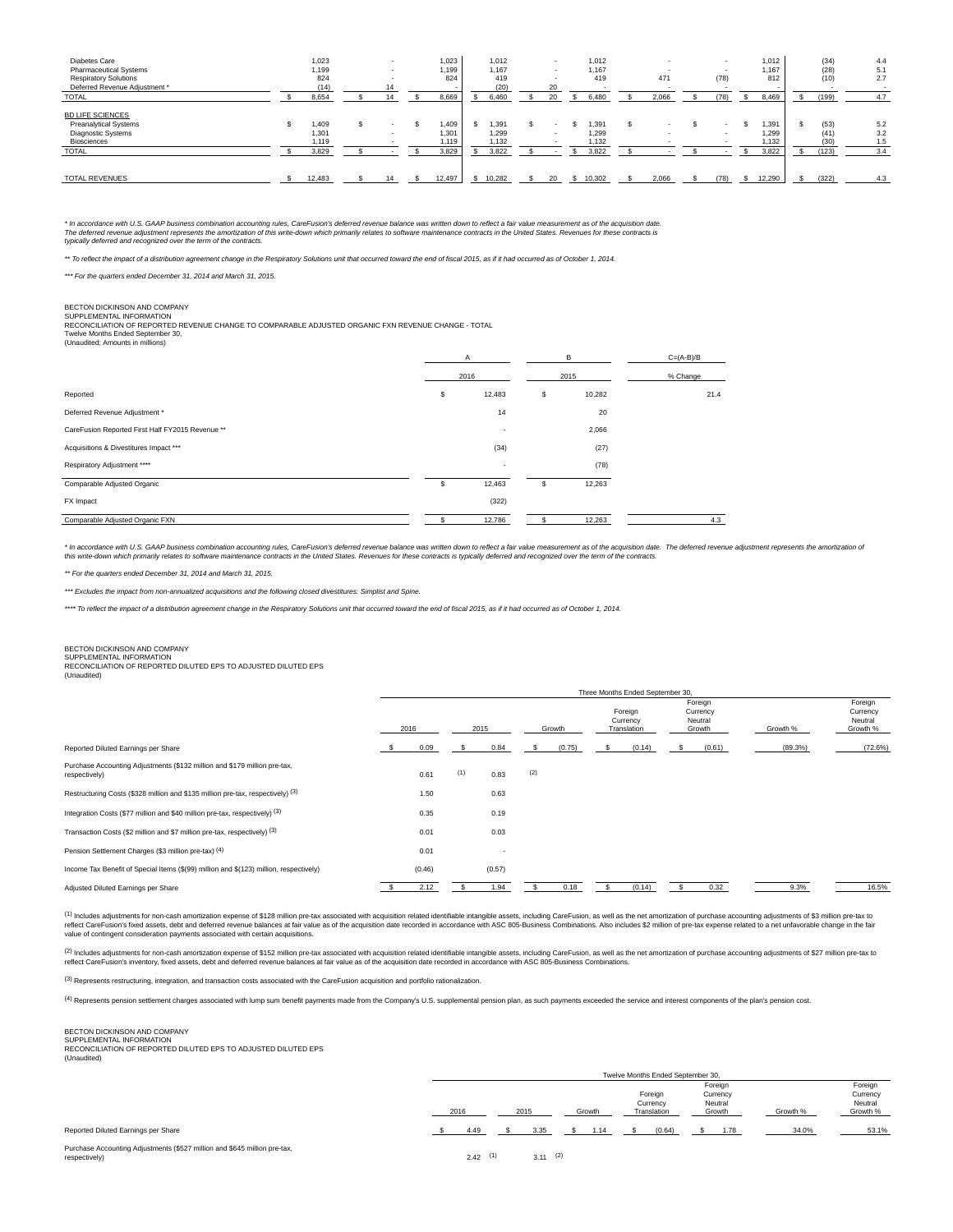| | | | | | | | | | | | |
|---|---|---|---|---|---|---|---|---|---|---|---|
| Diabetes Care | 1,023 | - | 1,023 | 1,012 | - | 1,012 | - | - | 1,012 | (34) | 4.4 |
| Pharmaceutical Systems | 1,199 | - | 1,199 | 1,167 | - | 1,167 | - | - | 1,167 | (28) | 5.1 |
| Respiratory Solutions | 824 | - | 824 | 419 | - | 419 | 471 | (78) | 812 | (10) | 2.7 |
| Deferred Revenue Adjustment * | (14) | 14 | - | (20) | 20 | - | - | - | - | - | - |
| TOTAL | $ 8,654 | $ 14 | $ 8,669 | $ 6,460 | $ 20 | $ 6,480 | $ 2,066 | $ (78) | $ 8,469 | $ (199) | 4.7 |
| BD LIFE SCIENCES | | | | | | | | | | | |
| Preanalytical Systems | $ 1,409 | $ - | $ 1,409 | $ 1,391 | $ - | $ 1,391 | $ - | $ - | $ 1,391 | $ (53) | 5.2 |
| Diagnostic Systems | 1,301 | - | 1,301 | 1,299 | - | 1,299 | - | - | 1,299 | (41) | 3.2 |
| Biosciences | 1,119 | - | 1,119 | 1,132 | - | 1,132 | - | - | 1,132 | (30) | 1.5 |
| TOTAL | $ 3,829 | $ - | $ 3,829 | $ 3,822 | $ - | $ 3,822 | $ - | $ - | $ 3,822 | $ (123) | 3.4 |
| TOTAL REVENUES | $ 12,483 | $ 14 | $ 12,497 | $ 10,282 | $ 20 | $ 10,302 | $ 2,066 | $ (78) | $ 12,290 | $ (322) | 4.3 |

*\* In accordance with U.S. GAAP business combination accounting rules, CareFusion's deferred revenue balance was written down to reflect a fair value measurement as of the acquisition date. The deferred revenue adjustment represents the amortization of this write-down which primarily relates to software maintenance contracts in the United States. Revenues for these contracts is typically deferred and recognized over the term of the contracts.*

*\*\* To reflect the impact of a distribution agreement change in the Respiratory Solutions unit that occurred toward the end of fiscal 2015, as if it had occurred as of October 1, 2014.*

*\*\*\* For the quarters ended December 31, 2014 and March 31, 2015.*

BECTON DICKINSON AND COMPANY
SUPPLEMENTAL INFORMATION
RECONCILIATION OF REPORTED REVENUE CHANGE TO COMPARABLE ADJUSTED ORGANIC FXN REVENUE CHANGE - TOTAL
Twelve Months Ended September 30,
(Unaudited; Amounts in millions)

| | A | B | C=(A-B)/B |
|---|---|---|---|
| | 2016 | 2015 | % Change |
| Reported | $ 12,483 | $ 10,282 | 21.4 |
| Deferred Revenue Adjustment * | 14 | 20 | |
| CareFusion Reported First Half FY2015 Revenue ** | - | 2,066 | |
| Acquisitions & Divestitures Impact *** | (34) | (27) | |
| Respiratory Adjustment **** | - | (78) | |
| Comparable Adjusted Organic | $ 12,463 | $ 12,263 | |
| FX Impact | (322) | | |
| Comparable Adjusted Organic FXN | $ 12,786 | $ 12,263 | 4.3 |

*\* In accordance with U.S. GAAP business combination accounting rules, CareFusion's deferred revenue balance was written down to reflect a fair value measurement as of the acquisition date. The deferred revenue adjustment represents the amortization of this write-down which primarily relates to software maintenance contracts in the United States. Revenues for these contracts is typically deferred and recognized over the term of the contracts.*

*\*\* For the quarters ended December 31, 2014 and March 31, 2015.*

*\*\*\* Excludes the impact from non-annualized acquisitions and the following closed divestitures: Simplist and Spine.*

*\*\*\*\* To reflect the impact of a distribution agreement change in the Respiratory Solutions unit that occurred toward the end of fiscal 2015, as if it had occurred as of October 1, 2014.*

BECTON DICKINSON AND COMPANY
SUPPLEMENTAL INFORMATION
RECONCILIATION OF REPORTED DILUTED EPS TO ADJUSTED DILUTED EPS
(Unaudited)

| | Three Months Ended September 30, | | | | | | |
|---|---|---|---|---|---|---|---|
| | 2016 | 2015 | Growth | Foreign Currency Translation | Foreign Currency Neutral Growth | Growth % | Foreign Currency Neutral Growth % |
| Reported Diluted Earnings per Share | $ 0.09 | $ 0.84 | $ (0.75) | $ (0.14) | $ (0.61) | (89.3%) | (72.6%) |
| Purchase Accounting Adjustments ($132 million and $179 million pre-tax, respectively) | 0.61 (1) | 0.83 (2) | | | | | |
| Restructuring Costs ($328 million and $135 million pre-tax, respectively) (3) | 1.50 | 0.63 | | | | | |
| Integration Costs ($77 million and $40 million pre-tax, respectively) (3) | 0.35 | 0.19 | | | | | |
| Transaction Costs ($2 million and $7 million pre-tax, respectively) (3) | 0.01 | 0.03 | | | | | |
| Pension Settlement Charges ($3 million pre-tax) (4) | 0.01 | - | | | | | |
| Income Tax Benefit of Special Items ($(99) million and $(123) million, respectively) | (0.46) | (0.57) | | | | | |
| Adjusted Diluted Earnings per Share | $ 2.12 | $ 1.94 | $ 0.18 | $ (0.14) | $ 0.32 | 9.3% | 16.5% |

(1) Includes adjustments for non-cash amortization expense of $128 million pre-tax associated with acquisition related identifiable intangible assets, including CareFusion, as well as the net amortization of purchase accounting adjustments of $3 million pre-tax to reflect CareFusion's fixed assets, debt and deferred revenue balances at fair value as of the acquisition date recorded in accordance with ASC 805-Business Combinations. Also includes $2 million of pre-tax expense related to a net unfavorable change in the fair value of contingent consideration payments associated with certain acquisitions.

(2) Includes adjustments for non-cash amortization expense of $152 million pre-tax associated with acquisition related identifiable intangible assets, including CareFusion, as well as the net amortization of purchase accounting adjustments of $27 million pre-tax to reflect CareFusion's inventory, fixed assets, debt and deferred revenue balances at fair value as of the acquisition date recorded in accordance with ASC 805-Business Combinations.

(3) Represents restructuring, integration, and transaction costs associated with the CareFusion acquisition and portfolio rationalization.

(4) Represents pension settlement charges associated with lump sum benefit payments made from the Company's U.S. supplemental pension plan, as such payments exceeded the service and interest components of the plan's pension cost.

BECTON DICKINSON AND COMPANY
SUPPLEMENTAL INFORMATION
RECONCILIATION OF REPORTED DILUTED EPS TO ADJUSTED DILUTED EPS
(Unaudited)

| | Twelve Months Ended September 30, | | | | | | |
|---|---|---|---|---|---|---|---|
| | 2016 | 2015 | Growth | Foreign Currency Translation | Foreign Currency Neutral Growth | Growth % | Foreign Currency Neutral Growth % |
| Reported Diluted Earnings per Share | $ 4.49 | $ 3.35 | $ 1.14 | $ (0.64) | $ 1.78 | 34.0% | 53.1% |
| Purchase Accounting Adjustments ($527 million and $645 million pre-tax, respectively) | 2.42 (1) | 3.11 (2) | | | | | |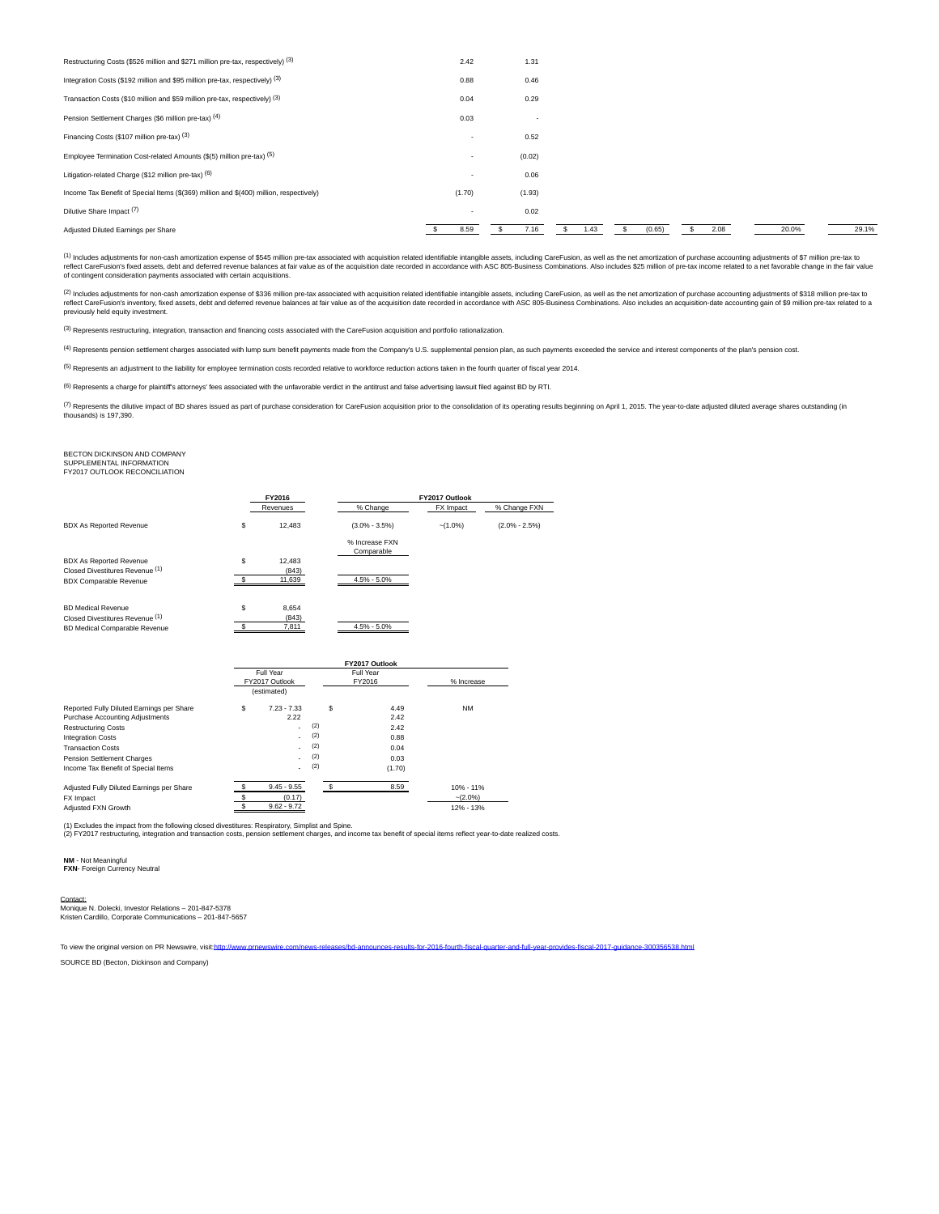| | | | | | | | |
|---|---|---|---|---|---|---|---|
| Restructuring Costs ($526 million and $271 million pre-tax, respectively) [3] | 2.42 | 1.31 | | | | | |
| Integration Costs ($192 million and $95 million pre-tax, respectively) [3] | 0.88 | 0.46 | | | | | |
| Transaction Costs ($10 million and $59 million pre-tax, respectively) [3] | 0.04 | 0.29 | | | | | |
| Pension Settlement Charges ($6 million pre-tax) [4] | 0.03 | - | | | | | |
| Financing Costs ($107 million pre-tax) [3] | - | 0.52 | | | | | |
| Employee Termination Cost-related Amounts ($(5) million pre-tax) [5] | - | (0.02) | | | | | |
| Litigation-related Charge ($12 million pre-tax) [6] | - | 0.06 | | | | | |
| Income Tax Benefit of Special Items ($(369) million and $(400) million, respectively) | (1.70) | (1.93) | | | | | |
| Dilutive Share Impact [7] | - | 0.02 | | | | | |
| Adjusted Diluted Earnings per Share | $ 8.59 | $ 7.16 | $ 1.43 | $ (0.65) | $ 2.08 | 20.0% | 29.1% |

[1] Includes adjustments for non-cash amortization expense of $545 million pre-tax associated with acquisition related identifiable intangible assets, including CareFusion, as well as the net amortization of purchase accounting adjustments of $7 million pre-tax to reflect CareFusion's fixed assets, debt and deferred revenue balances at fair value as of the acquisition date recorded in accordance with ASC 805-Business Combinations. Also includes $25 million of pre-tax income related to a net favorable change in the fair value of contingent consideration payments associated with certain acquisitions.

[2] Includes adjustments for non-cash amortization expense of $336 million pre-tax associated with acquisition related identifiable intangible assets, including CareFusion, as well as the net amortization of purchase accounting adjustments of $318 million pre-tax to reflect CareFusion's inventory, fixed assets, debt and deferred revenue balances at fair value as of the acquisition date recorded in accordance with ASC 805-Business Combinations. Also includes an acquisition-date accounting gain of $9 million pre-tax related to a previously held equity investment.

[3] Represents restructuring, integration, transaction and financing costs associated with the CareFusion acquisition and portfolio rationalization.

[4] Represents pension settlement charges associated with lump sum benefit payments made from the Company's U.S. supplemental pension plan, as such payments exceeded the service and interest components of the plan's pension cost.

[5] Represents an adjustment to the liability for employee termination costs recorded relative to workforce reduction actions taken in the fourth quarter of fiscal year 2014.

[6] Represents a charge for plaintiff's attorneys' fees associated with the unfavorable verdict in the antitrust and false advertising lawsuit filed against BD by RTI.

[7] Represents the dilutive impact of BD shares issued as part of purchase consideration for CareFusion acquisition prior to the consolidation of its operating results beginning on April 1, 2015. The year-to-date adjusted diluted average shares outstanding (in thousands) is 197,390.

BECTON DICKINSON AND COMPANY
SUPPLEMENTAL INFORMATION
FY2017 OUTLOOK RECONCILIATION

| | FY2016 | FY2017 Outlook | | |
|---|---|---|---|---|
| | Revenues | % Change | FX Impact | % Change FXN |
| BDX As Reported Revenue | $ 12,483 | (3.0% - 3.5%) | ~(1.0%) | (2.0% - 2.5%) |
| | | % Increase FXN Comparable | | |
| BDX As Reported Revenue | $ 12,483 | | | |
| Closed Divestitures Revenue [1] | (843) | | | |
| BDX Comparable Revenue | $ 11,639 | 4.5% - 5.0% | | |
| | | | | |
| BD Medical Revenue | $ 8,654 | | | |
| Closed Divestitures Revenue [1] | (843) | | | |
| BD Medical Comparable Revenue | $ 7,811 | 4.5% - 5.0% | | |

| | FY2017 Outlook | | |
|---|---|---|---|
| | Full Year FY2017 Outlook (estimated) | Full Year FY2016 | % Increase |
| Reported Fully Diluted Earnings per Share | $ 7.23 - 7.33 | $ 4.49 | NM |
| Purchase Accounting Adjustments | 2.22 | 2.42 | |
| Restructuring Costs | - (2) | 2.42 | |
| Integration Costs | - (2) | 0.88 | |
| Transaction Costs | - (2) | 0.04 | |
| Pension Settlement Charges | - (2) | 0.03 | |
| Income Tax Benefit of Special Items | - (2) | (1.70) | |
| | | | |
| Adjusted Fully Diluted Earnings per Share | $ 9.45 - 9.55 | $ 8.59 | 10% - 11% |
| FX Impact | $ (0.17) | | ~(2.0%) |
| Adjusted FXN Growth | $ 9.62 - 9.72 | | 12% - 13% |

(1) Excludes the impact from the following closed divestitures: Respiratory, Simplist and Spine.
(2) FY2017 restructuring, integration and transaction costs, pension settlement charges, and income tax benefit of special items reflect year-to-date realized costs.

**NM** - Not Meaningful
**FXN**- Foreign Currency Neutral

Contact:
Monique N. Dolecki, Investor Relations – 201-847-5378
Kristen Cardillo, Corporate Communications – 201-847-5657

To view the original version on PR Newswire, visit:http://www.prnewswire.com/news-releases/bd-announces-results-for-2016-fourth-fiscal-quarter-and-full-year-provides-fiscal-2017-guidance-300356538.html

SOURCE BD (Becton, Dickinson and Company)